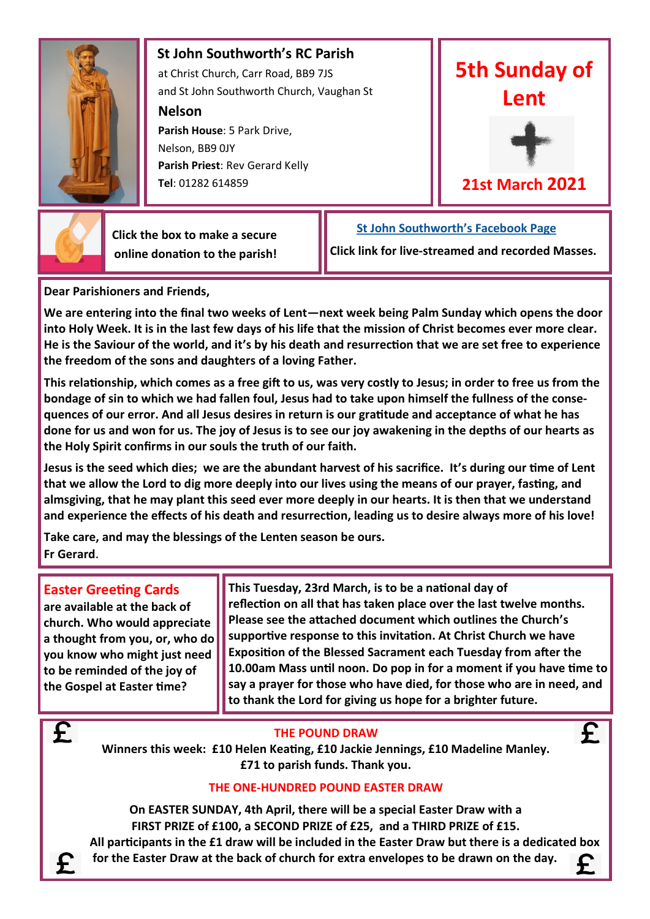## St John Southworth's RC Parish

at Christ Church, Carr Road, BB9 7JS
and St John Southworth Church, Vaughan St

**Nelson**

**Parish House**: 5 Park Drive,
Nelson, BB9 0JY

**Parish Priest**: Rev Gerard Kelly

**Tel**: 01282 614859

# 5th Sunday of Lent

**21st March 2021**

**Click the box to make a secure online donation to the parish!**

**St John Southworth's Facebook Page**

**Click link for live-streamed and recorded Masses.**

**Dear Parishioners and Friends,**

**We are entering into the final two weeks of Lent—next week being Palm Sunday which opens the door into Holy Week. It is in the last few days of his life that the mission of Christ becomes ever more clear. He is the Saviour of the world, and it's by his death and resurrection that we are set free to experience the freedom of the sons and daughters of a loving Father.**

**This relationship, which comes as a free gift to us, was very costly to Jesus; in order to free us from the bondage of sin to which we had fallen foul, Jesus had to take upon himself the fullness of the consequences of our error. And all Jesus desires in return is our gratitude and acceptance of what he has done for us and won for us. The joy of Jesus is to see our joy awakening in the depths of our hearts as the Holy Spirit confirms in our souls the truth of our faith.**

**Jesus is the seed which dies; we are the abundant harvest of his sacrifice. It's during our time of Lent that we allow the Lord to dig more deeply into our lives using the means of our prayer, fasting, and almsgiving, that he may plant this seed ever more deeply in our hearts. It is then that we understand and experience the effects of his death and resurrection, leading us to desire always more of his love!**

**Take care, and may the blessings of the Lenten season be ours.**
**Fr Gerard**.

### Easter Greeting Cards

**are available at the back of church. Who would appreciate a thought from you, or, who do you know who might just need to be reminded of the joy of the Gospel at Easter time?**

**This Tuesday, 23rd March, is to be a national day of reflection on all that has taken place over the last twelve months. Please see the attached document which outlines the Church's supportive response to this invitation. At Christ Church we have Exposition of the Blessed Sacrament each Tuesday from after the 10.00am Mass until noon. Do pop in for a moment if you have time to say a prayer for those who have died, for those who are in need, and to thank the Lord for giving us hope for a brighter future.**

### THE POUND DRAW

**Winners this week: £10 Helen Keating, £10 Jackie Jennings, £10 Madeline Manley.**
**£71 to parish funds. Thank you.**

### THE ONE-HUNDRED POUND EASTER DRAW

**On EASTER SUNDAY, 4th April, there will be a special Easter Draw with a FIRST PRIZE of £100, a SECOND PRIZE of £25, and a THIRD PRIZE of £15.**
**All participants in the £1 draw will be included in the Easter Draw but there is a dedicated box for the Easter Draw at the back of church for extra envelopes to be drawn on the day.**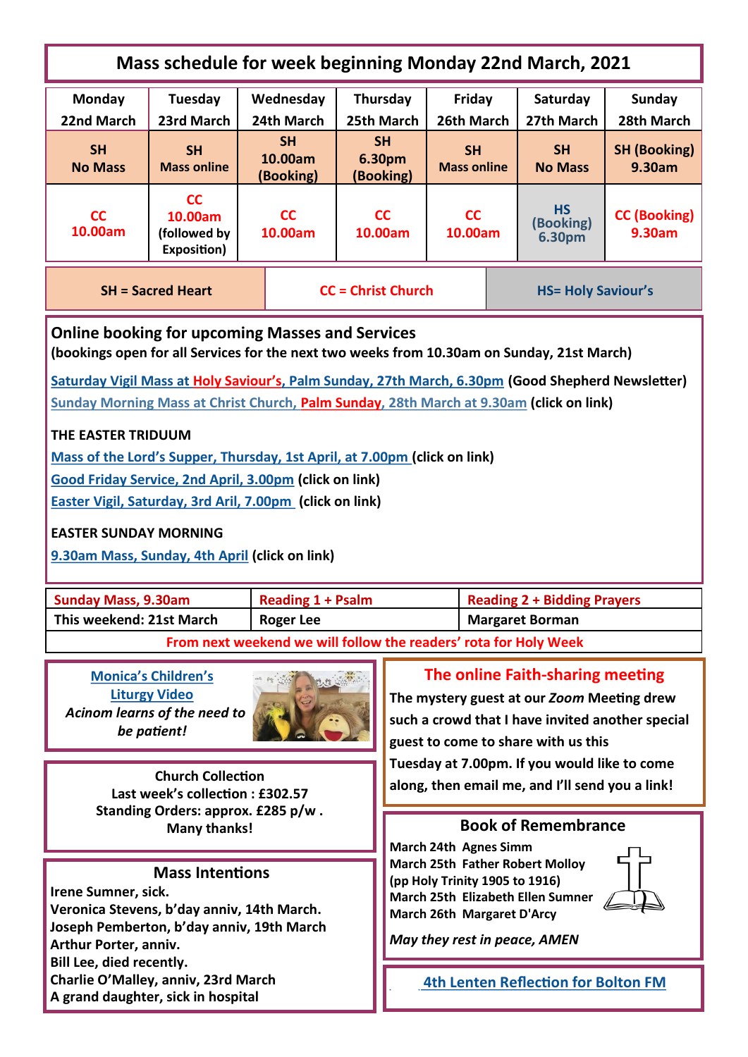## Mass schedule for week beginning Monday 22nd March, 2021

| Monday 22nd March | Tuesday 23rd March | Wednesday 24th March | Thursday 25th March | Friday 26th March | Saturday 27th March | Sunday 28th March |
|---|---|---|---|---|---|---|
| SH No Mass | SH Mass online | SH 10.00am (Booking) | SH 6.30pm (Booking) | SH Mass online | SH No Mass | SH (Booking) 9.30am |
| CC 10.00am | CC 10.00am (followed by Exposition) | CC 10.00am | CC 10.00am | CC 10.00am | HS (Booking) 6.30pm | CC (Booking) 9.30am |

| | | |
|---|---|---|
| SH = Sacred Heart | CC = Christ Church | HS= Holy Saviour's |

## Online booking for upcoming Masses and Services

**(bookings open for all Services for the next two weeks from 10.30am on Sunday, 21st March)**

**Saturday Vigil Mass at Holy Saviour's, Palm Sunday, 27th March, 6.30pm (Good Shepherd Newsletter)**

**Sunday Morning Mass at Christ Church, Palm Sunday, 28th March at 9.30am (click on link)**

**THE EASTER TRIDUUM**

**Mass of the Lord's Supper, Thursday, 1st April, at 7.00pm (click on link)**

**Good Friday Service, 2nd April, 3.00pm (click on link)**

**Easter Vigil, Saturday, 3rd Aril, 7.00pm (click on link)**

**EASTER SUNDAY MORNING**

**9.30am Mass, Sunday, 4th April (click on link)**

| Sunday Mass, 9.30am | Reading 1 + Psalm | Reading 2 + Bidding Prayers |
|---|---|---|
| This weekend: 21st March | Roger Lee | Margaret Borman |
| From next weekend we will follow the readers' rota for Holy Week | | |

**Monica's Children's Liturgy Video**

***Acinom learns of the need to be patient!***

**Church Collection**
**Last week's collection : £302.57**
**Standing Orders: approx. £285 p/w .**
**Many thanks!**

### Mass Intentions

**Irene Sumner, sick.**
**Veronica Stevens, b'day anniv, 14th March.**
**Joseph Pemberton, b'day anniv, 19th March**
**Arthur Porter, anniv.**
**Bill Lee, died recently.**
**Charlie O'Malley, anniv, 23rd March**
**A grand daughter, sick in hospital**

### The online Faith-sharing meeting

**The mystery guest at our *Zoom* Meeting drew such a crowd that I have invited another special guest to come to share with us this Tuesday at 7.00pm. If you would like to come along, then email me, and I'll send you a link!**

### Book of Remembrance

**March 24th Agnes Simm**
**March 25th Father Robert Molloy (pp Holy Trinity 1905 to 1916)**
**March 25th Elizabeth Ellen Sumner**
**March 26th Margaret D'Arcy**

***May they rest in peace, AMEN***

**4th Lenten Reflection for Bolton FM**